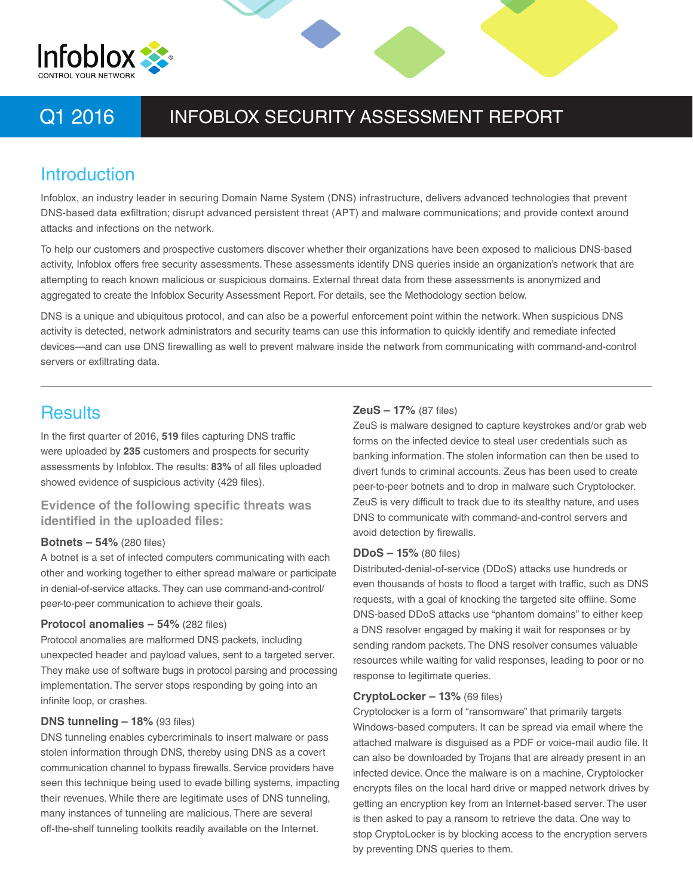Infoblox
CONTROL YOUR NETWORK

# Q1 2016 INFOBLOX SECURITY ASSESSMENT REPORT

## Introduction

Infoblox, an industry leader in securing Domain Name System (DNS) infrastructure, delivers advanced technologies that prevent DNS-based data exfiltration; disrupt advanced persistent threat (APT) and malware communications; and provide context around attacks and infections on the network.

To help our customers and prospective customers discover whether their organizations have been exposed to malicious DNS-based activity, Infoblox offers free security assessments. These assessments identify DNS queries inside an organization's network that are attempting to reach known malicious or suspicious domains. External threat data from these assessments is anonymized and aggregated to create the Infoblox Security Assessment Report. For details, see the Methodology section below.

DNS is a unique and ubiquitous protocol, and can also be a powerful enforcement point within the network. When suspicious DNS activity is detected, network administrators and security teams can use this information to quickly identify and remediate infected devices—and can use DNS firewalling as well to prevent malware inside the network from communicating with command-and-control servers or exfiltrating data.

---

## Results

In the first quarter of 2016, **519** files capturing DNS traffic were uploaded by **235** customers and prospects for security assessments by Infoblox. The results: **83%** of all files uploaded showed evidence of suspicious activity (429 files).

### Evidence of the following specific threats was identified in the uploaded files:

**Botnets – 54%** (280 files)
A botnet is a set of infected computers communicating with each other and working together to either spread malware or participate in denial-of-service attacks. They can use command-and-control/ peer-to-peer communication to achieve their goals.

**Protocol anomalies – 54%** (282 files)
Protocol anomalies are malformed DNS packets, including unexpected header and payload values, sent to a targeted server. They make use of software bugs in protocol parsing and processing implementation. The server stops responding by going into an infinite loop, or crashes.

**DNS tunneling – 18%** (93 files)
DNS tunneling enables cybercriminals to insert malware or pass stolen information through DNS, thereby using DNS as a covert communication channel to bypass firewalls. Service providers have seen this technique being used to evade billing systems, impacting their revenues. While there are legitimate uses of DNS tunneling, many instances of tunneling are malicious. There are several off-the-shelf tunneling toolkits readily available on the Internet.

**ZeuS – 17%** (87 files)
ZeuS is malware designed to capture keystrokes and/or grab web forms on the infected device to steal user credentials such as banking information. The stolen information can then be used to divert funds to criminal accounts. Zeus has been used to create peer-to-peer botnets and to drop in malware such Cryptolocker. ZeuS is very difficult to track due to its stealthy nature, and uses DNS to communicate with command-and-control servers and avoid detection by firewalls.

**DDoS – 15%** (80 files)
Distributed-denial-of-service (DDoS) attacks use hundreds or even thousands of hosts to flood a target with traffic, such as DNS requests, with a goal of knocking the targeted site offline. Some DNS-based DDoS attacks use "phantom domains" to either keep a DNS resolver engaged by making it wait for responses or by sending random packets. The DNS resolver consumes valuable resources while waiting for valid responses, leading to poor or no response to legitimate queries.

**CryptoLocker – 13%** (69 files)
Cryptolocker is a form of "ransomware" that primarily targets Windows-based computers. It can be spread via email where the attached malware is disguised as a PDF or voice-mail audio file. It can also be downloaded by Trojans that are already present in an infected device. Once the malware is on a machine, Cryptolocker encrypts files on the local hard drive or mapped network drives by getting an encryption key from an Internet-based server. The user is then asked to pay a ransom to retrieve the data. One way to stop CryptoLocker is by blocking access to the encryption servers by preventing DNS queries to them.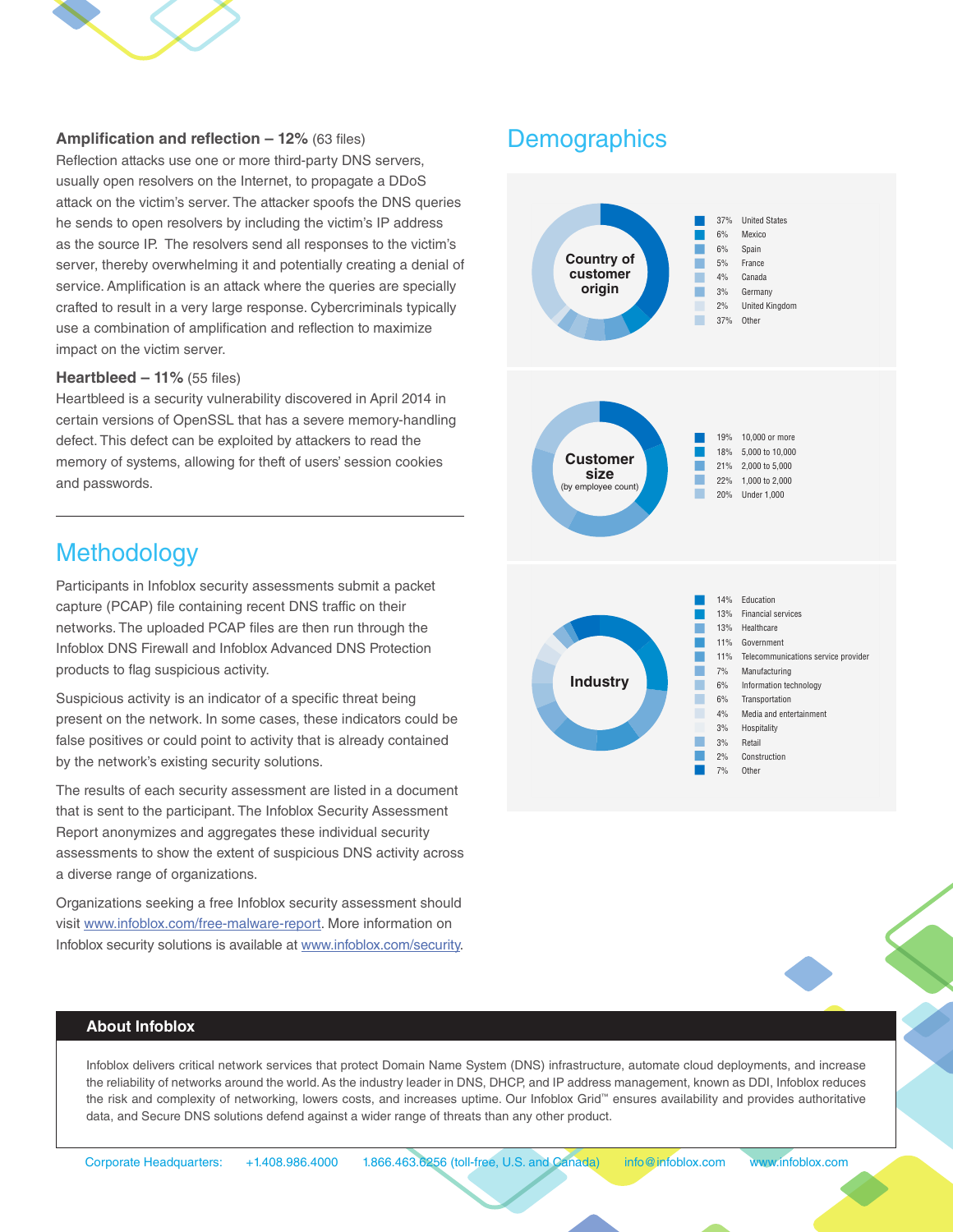**Amplification and reflection – 12%** (63 files)
Reflection attacks use one or more third-party DNS servers, usually open resolvers on the Internet, to propagate a DDoS attack on the victim's server. The attacker spoofs the DNS queries he sends to open resolvers by including the victim's IP address as the source IP. The resolvers send all responses to the victim's server, thereby overwhelming it and potentially creating a denial of service. Amplification is an attack where the queries are specially crafted to result in a very large response. Cybercriminals typically use a combination of amplification and reflection to maximize impact on the victim server.

**Heartbleed – 11%** (55 files)
Heartbleed is a security vulnerability discovered in April 2014 in certain versions of OpenSSL that has a severe memory-handling defect. This defect can be exploited by attackers to read the memory of systems, allowing for theft of users' session cookies and passwords.

## Methodology

Participants in Infoblox security assessments submit a packet capture (PCAP) file containing recent DNS traffic on their networks. The uploaded PCAP files are then run through the Infoblox DNS Firewall and Infoblox Advanced DNS Protection products to flag suspicious activity.

Suspicious activity is an indicator of a specific threat being present on the network. In some cases, these indicators could be false positives or could point to activity that is already contained by the network's existing security solutions.

The results of each security assessment are listed in a document that is sent to the participant. The Infoblox Security Assessment Report anonymizes and aggregates these individual security assessments to show the extent of suspicious DNS activity across a diverse range of organizations.

Organizations seeking a free Infoblox security assessment should visit www.infoblox.com/free-malware-report. More information on Infoblox security solutions is available at www.infoblox.com/security.

## Demographics

Country of customer origin

37% United States
6% Mexico
6% Spain
5% France
4% Canada
3% Germany
2% United Kingdom
37% Other

Customer size (by employee count)

19% 10,000 or more
18% 5,000 to 10,000
21% 2,000 to 5,000
22% 1,000 to 2,000
20% Under 1,000

Industry

14% Education
13% Financial services
13% Healthcare
11% Government
11% Telecommunications service provider
7% Manufacturing
6% Information technology
6% Transportation
4% Media and entertainment
3% Hospitality
3% Retail
2% Construction
7% Other

### About Infoblox

Infoblox delivers critical network services that protect Domain Name System (DNS) infrastructure, automate cloud deployments, and increase the reliability of networks around the world. As the industry leader in DNS, DHCP, and IP address management, known as DDI, Infoblox reduces the risk and complexity of networking, lowers costs, and increases uptime. Our Infoblox Grid™ ensures availability and provides authoritative data, and Secure DNS solutions defend against a wider range of threats than any other product.

Corporate Headquarters: +1.408.986.4000 1.866.463.6256 (toll-free, U.S. and Canada) info@infoblox.com www.infoblox.com